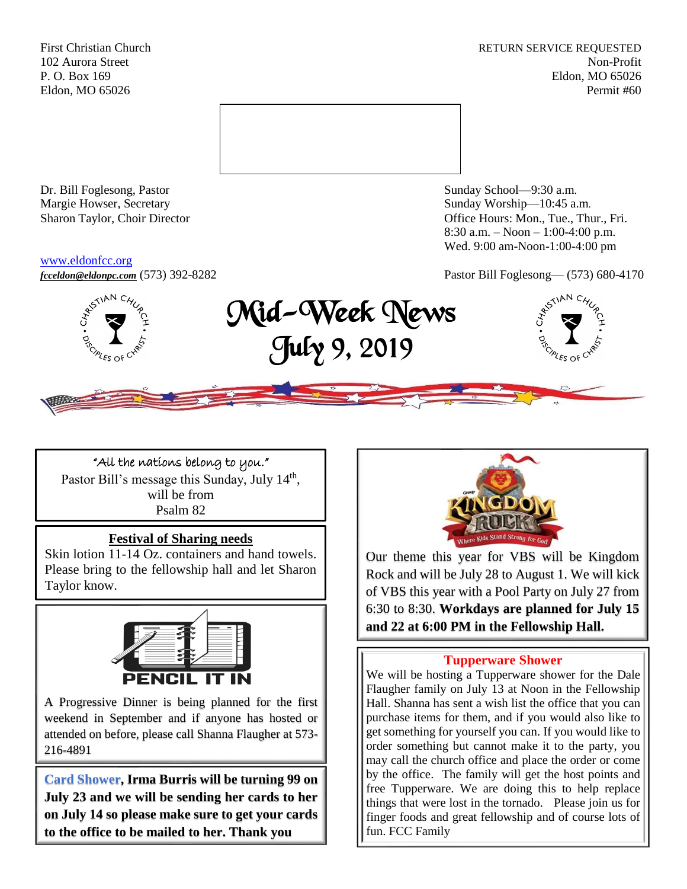First Christian Church
102 Aurora Street
P. O. Box 169
Eldon, MO 65026

RETURN SERVICE REQUESTED
Non-Profit
Eldon, MO 65026
Permit #60

Dr. Bill Foglesong, Pastor
Margie Howser, Secretary
Sharon Taylor, Choir Director

Sunday School—9:30 a.m.
Sunday Worship—10:45 a.m.
Office Hours: Mon., Tue., Thur., Fri.
8:30 a.m. – Noon – 1:00-4:00 p.m.
Wed. 9:00 am-Noon-1:00-4:00 pm

www.eldonfcc.org
***fcceldon@eldonpc.com*** (573) 392-8282

Pastor Bill Foglesong— (573) 680-4170

# Mid-Week News
# July 9, 2019

"All the nations belong to you."
Pastor Bill's message this Sunday, July 14th, will be from
Psalm 82

**Festival of Sharing needs**

Skin lotion 11-14 Oz. containers and hand towels. Please bring to the fellowship hall and let Sharon Taylor know.

**PENCIL IT IN**

A Progressive Dinner is being planned for the first weekend in September and if anyone has hosted or attended on before, please call Shanna Flaugher at 573-216-4891

**Card Shower, Irma Burris will be turning 99 on July 23 and we will be sending her cards to her on July 14 so please make sure to get your cards to the office to be mailed to her. Thank you**

KINGDOM ROCK — Where Kids Stand Strong for God

Our theme this year for VBS will be Kingdom Rock and will be July 28 to August 1. We will kick of VBS this year with a Pool Party on July 27 from 6:30 to 8:30. **Workdays are planned for July 15 and 22 at 6:00 PM in the Fellowship Hall.**

**Tupperware Shower**

We will be hosting a Tupperware shower for the Dale Flaugher family on July 13 at Noon in the Fellowship Hall. Shanna has sent a wish list the office that you can purchase items for them, and if you would also like to get something for yourself you can. If you would like to order something but cannot make it to the party, you may call the church office and place the order or come by the office. The family will get the host points and free Tupperware. We are doing this to help replace things that were lost in the tornado. Please join us for finger foods and great fellowship and of course lots of fun. FCC Family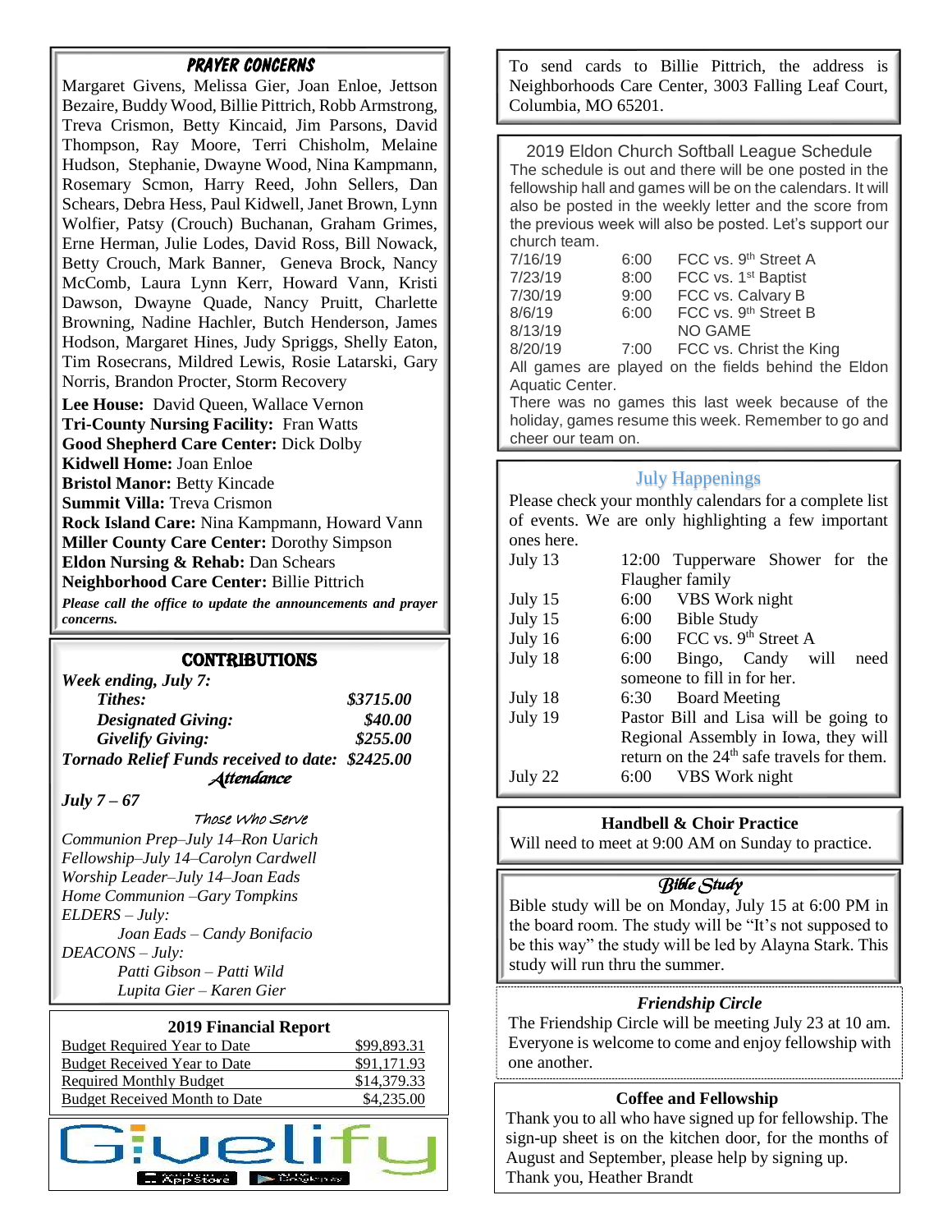## PRAYER CONCERNS

Margaret Givens, Melissa Gier, Joan Enloe, Jetton Bezaire, Buddy Wood, Billie Pittrich, Robb Armstrong, Treva Crismon, Betty Kincaid, Jim Parsons, David Thompson, Ray Moore, Terri Chisholm, Melaine Hudson, Stephanie, Dwayne Wood, Nina Kampmann, Rosemary Scmon, Harry Reed, John Sellers, Dan Schears, Debra Hess, Paul Kidwell, Janet Brown, Lynn Wolfier, Patsy (Crouch) Buchanan, Graham Grimes, Erne Herman, Julie Lodes, David Ross, Bill Nowack, Betty Crouch, Mark Banner, Geneva Brock, Nancy McComb, Laura Lynn Kerr, Howard Vann, Kristi Dawson, Dwayne Quade, Nancy Pruitt, Charlette Browning, Nadine Hachler, Butch Henderson, James Hodson, Margaret Hines, Judy Spriggs, Shelly Eaton, Tim Rosecrans, Mildred Lewis, Rosie Latarski, Gary Norris, Brandon Procter, Storm Recovery

**Lee House:** David Queen, Wallace Vernon
**Tri-County Nursing Facility:** Fran Watts
**Good Shepherd Care Center:** Dick Dolby
**Kidwell Home:** Joan Enloe
**Bristol Manor:** Betty Kincade
**Summit Villa:** Treva Crismon
**Rock Island Care:** Nina Kampmann, Howard Vann
**Miller County Care Center:** Dorothy Simpson
**Eldon Nursing & Rehab:** Dan Schears
**Neighborhood Care Center:** Billie Pittrich

***Please call the office to update the announcements and prayer concerns.***

## CONTRIBUTIONS

***Week ending, July 7:***

| | |
|---|---|
| ***Tithes:*** | ***$3715.00*** |
| ***Designated Giving:*** | ***$40.00*** |
| ***Givelify Giving:*** | ***$255.00*** |
| ***Tornado Relief Funds received to date:*** | ***$2425.00*** |

### *Attendance*

***July 7 – 67***

*Those Who Serve*

*Communion Prep–July 14–Ron Uarich*
*Fellowship–July 14–Carolyn Cardwell*
*Worship Leader–July 14–Joan Eads*
*Home Communion –Gary Tompkins*
*ELDERS – July:*
*Joan Eads – Candy Bonifacio*
*DEACONS – July:*
*Patti Gibson – Patti Wild*
*Lupita Gier – Karen Gier*

### 2019 Financial Report

| | |
|---|---|
| Budget Required Year to Date | $99,893.31 |
| Budget Received Year to Date | $91,171.93 |
| Required Monthly Budget | $14,379.33 |
| Budget Received Month to Date | $4,235.00 |

Givelify

To send cards to Billie Pittrich, the address is Neighborhoods Care Center, 3003 Falling Leaf Court, Columbia, MO 65201.

### 2019 Eldon Church Softball League Schedule

The schedule is out and there will be one posted in the fellowship hall and games will be on the calendars. It will also be posted in the weekly letter and the score from the previous week will also be posted. Let's support our church team.

| | | |
|---|---|---|
| 7/16/19 | 6:00 | FCC vs. 9th Street A |
| 7/23/19 | 8:00 | FCC vs. 1st Baptist |
| 7/30/19 | 9:00 | FCC vs. Calvary B |
| 8/6/19 | 6:00 | FCC vs. 9th Street B |
| 8/13/19 | | NO GAME |
| 8/20/19 | 7:00 | FCC vs. Christ the King |

All games are played on the fields behind the Eldon Aquatic Center.

There was no games this last week because of the holiday, games resume this week. Remember to go and cheer our team on.

### July Happenings

Please check your monthly calendars for a complete list of events. We are only highlighting a few important ones here.

| | |
|---|---|
| July 13 | 12:00 Tupperware Shower for the Flaugher family |
| July 15 | 6:00 VBS Work night |
| July 15 | 6:00 Bible Study |
| July 16 | 6:00 FCC vs. 9th Street A |
| July 18 | 6:00 Bingo, Candy will need someone to fill in for her. |
| July 18 | 6:30 Board Meeting |
| July 19 | Pastor Bill and Lisa will be going to Regional Assembly in Iowa, they will return on the 24th safe travels for them. |
| July 22 | 6:00 VBS Work night |

### Handbell & Choir Practice

Will need to meet at 9:00 AM on Sunday to practice.

### *Bible Study*

Bible study will be on Monday, July 15 at 6:00 PM in the board room. The study will be "It's not supposed to be this way" the study will be led by Alayna Stark. This study will run thru the summer.

### *Friendship Circle*

The Friendship Circle will be meeting July 23 at 10 am. Everyone is welcome to come and enjoy fellowship with one another.

### Coffee and Fellowship

Thank you to all who have signed up for fellowship. The sign-up sheet is on the kitchen door, for the months of August and September, please help by signing up.
Thank you, Heather Brandt